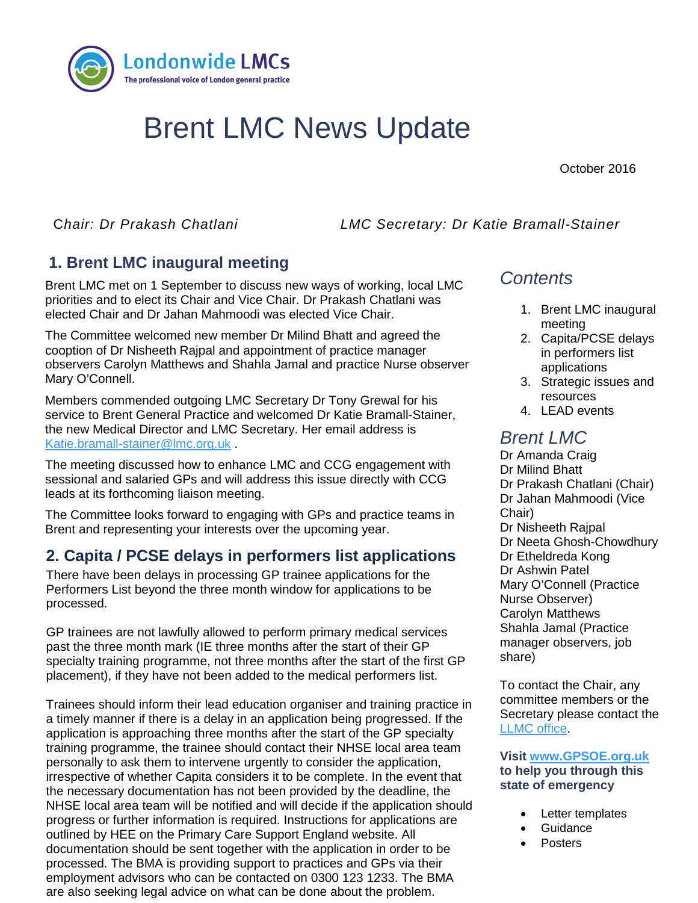Londonwide LMCs
The professional voice of London general practice

# Brent LMC News Update

October 2016

*Chair: Dr Prakash Chatlani* *LMC Secretary: Dr Katie Bramall-Stainer*

## 1. Brent LMC inaugural meeting

Brent LMC met on 1 September to discuss new ways of working, local LMC priorities and to elect its Chair and Vice Chair. Dr Prakash Chatlani was elected Chair and Dr Jahan Mahmoodi was elected Vice Chair.

The Committee welcomed new member Dr Milind Bhatt and agreed the cooption of Dr Nisheeth Rajpal and appointment of practice manager observers Carolyn Matthews and Shahla Jamal and practice Nurse observer Mary O'Connell.

Members commended outgoing LMC Secretary Dr Tony Grewal for his service to Brent General Practice and welcomed Dr Katie Bramall-Stainer, the new Medical Director and LMC Secretary. Her email address is Katie.bramall-stainer@lmc.org.uk .

The meeting discussed how to enhance LMC and CCG engagement with sessional and salaried GPs and will address this issue directly with CCG leads at its forthcoming liaison meeting.

The Committee looks forward to engaging with GPs and practice teams in Brent and representing your interests over the upcoming year.

## 2. Capita / PCSE delays in performers list applications

There have been delays in processing GP trainee applications for the Performers List beyond the three month window for applications to be processed.

GP trainees are not lawfully allowed to perform primary medical services past the three month mark (IE three months after the start of their GP specialty training programme, not three months after the start of the first GP placement), if they have not been added to the medical performers list.

Trainees should inform their lead education organiser and training practice in a timely manner if there is a delay in an application being progressed. If the application is approaching three months after the start of the GP specialty training programme, the trainee should contact their NHSE local area team personally to ask them to intervene urgently to consider the application, irrespective of whether Capita considers it to be complete. In the event that the necessary documentation has not been provided by the deadline, the NHSE local area team will be notified and will decide if the application should progress or further information is required. Instructions for applications are outlined by HEE on the Primary Care Support England website. All documentation should be sent together with the application in order to be processed. The BMA is providing support to practices and GPs via their employment advisors who can be contacted on 0300 123 1233. The BMA are also seeking legal advice on what can be done about the problem.

## *Contents*

1. Brent LMC inaugural meeting
2. Capita/PCSE delays in performers list applications
3. Strategic issues and resources
4. LEAD events

## *Brent LMC*

Dr Amanda Craig
Dr Milind Bhatt
Dr Prakash Chatlani (Chair)
Dr Jahan Mahmoodi (Vice Chair)
Dr Nisheeth Rajpal
Dr Neeta Ghosh-Chowdhury
Dr Etheldreda Kong
Dr Ashwin Patel
Mary O'Connell (Practice Nurse Observer)
Carolyn Matthews
Shahla Jamal (Practice manager observers, job share)

To contact the Chair, any committee members or the Secretary please contact the LLMC office.

**Visit www.GPSOE.org.uk to help you through this state of emergency**

- Letter templates
- Guidance
- Posters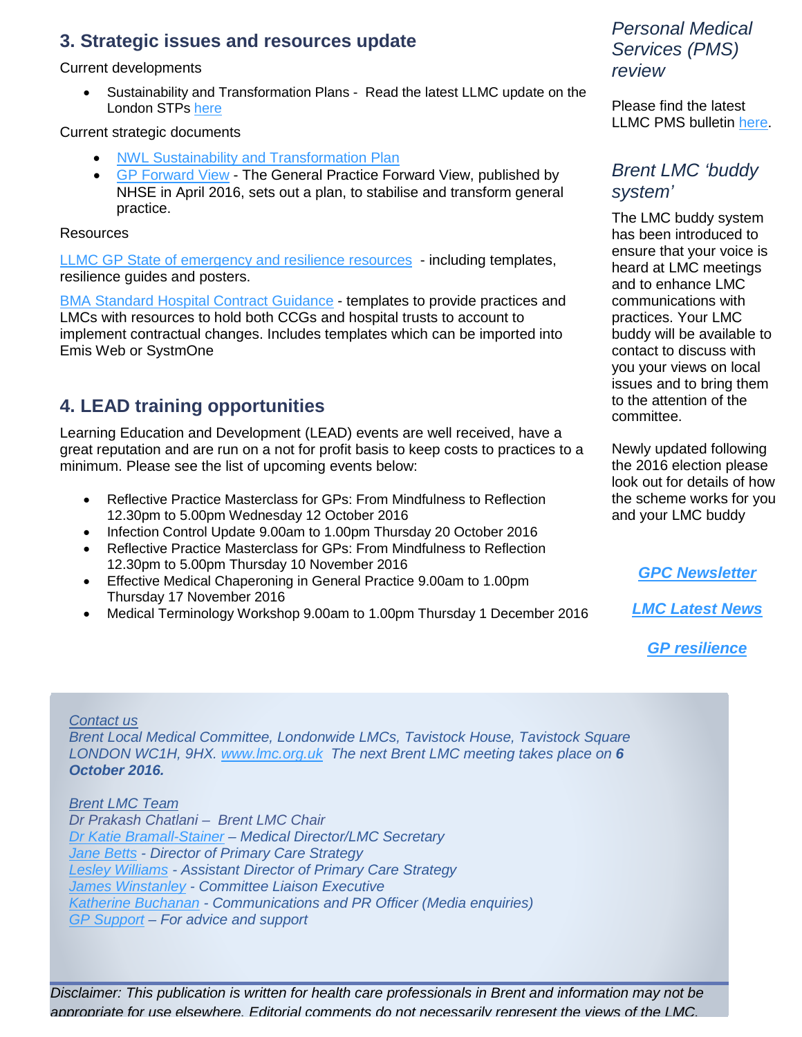## 3. Strategic issues and resources update

Current developments

- Sustainability and Transformation Plans - Read the latest LLMC update on the London STPs here

Current strategic documents

- NWL Sustainability and Transformation Plan
- GP Forward View - The General Practice Forward View, published by NHSE in April 2016, sets out a plan, to stabilise and transform general practice.

Resources

LLMC GP State of emergency and resilience resources - including templates, resilience guides and posters.

BMA Standard Hospital Contract Guidance - templates to provide practices and LMCs with resources to hold both CCGs and hospital trusts to account to implement contractual changes. Includes templates which can be imported into Emis Web or SystmOne

## 4. LEAD training opportunities

Learning Education and Development (LEAD) events are well received, have a great reputation and are run on a not for profit basis to keep costs to practices to a minimum. Please see the list of upcoming events below:

- Reflective Practice Masterclass for GPs: From Mindfulness to Reflection 12.30pm to 5.00pm Wednesday 12 October 2016
- Infection Control Update 9.00am to 1.00pm Thursday 20 October 2016
- Reflective Practice Masterclass for GPs: From Mindfulness to Reflection 12.30pm to 5.00pm Thursday 10 November 2016
- Effective Medical Chaperoning in General Practice 9.00am to 1.00pm Thursday 17 November 2016
- Medical Terminology Workshop 9.00am to 1.00pm Thursday 1 December 2016

### *Personal Medical Services (PMS) review*

Please find the latest LLMC PMS bulletin here.

### *Brent LMC 'buddy system'*

The LMC buddy system has been introduced to ensure that your voice is heard at LMC meetings and to enhance LMC communications with practices. Your LMC buddy will be available to contact to discuss with you your views on local issues and to bring them to the attention of the committee.

Newly updated following the 2016 election please look out for details of how the scheme works for you and your LMC buddy

***GPC Newsletter***

***LMC Latest News***

***GP resilience***

*Contact us*
*Brent Local Medical Committee, Londonwide LMCs, Tavistock House, Tavistock Square LONDON WC1H, 9HX. www.lmc.org.uk The next Brent LMC meeting takes place on* ***6 October 2016.***

*Brent LMC Team*
*Dr Prakash Chatlani – Brent LMC Chair*
*Dr Katie Bramall-Stainer – Medical Director/LMC Secretary*
*Jane Betts - Director of Primary Care Strategy*
*Lesley Williams - Assistant Director of Primary Care Strategy*
*James Winstanley - Committee Liaison Executive*
*Katherine Buchanan - Communications and PR Officer (Media enquiries)*
*GP Support – For advice and support*

*Disclaimer: This publication is written for health care professionals in Brent and information may not be appropriate for use elsewhere. Editorial comments do not necessarily represent the views of the LMC.*